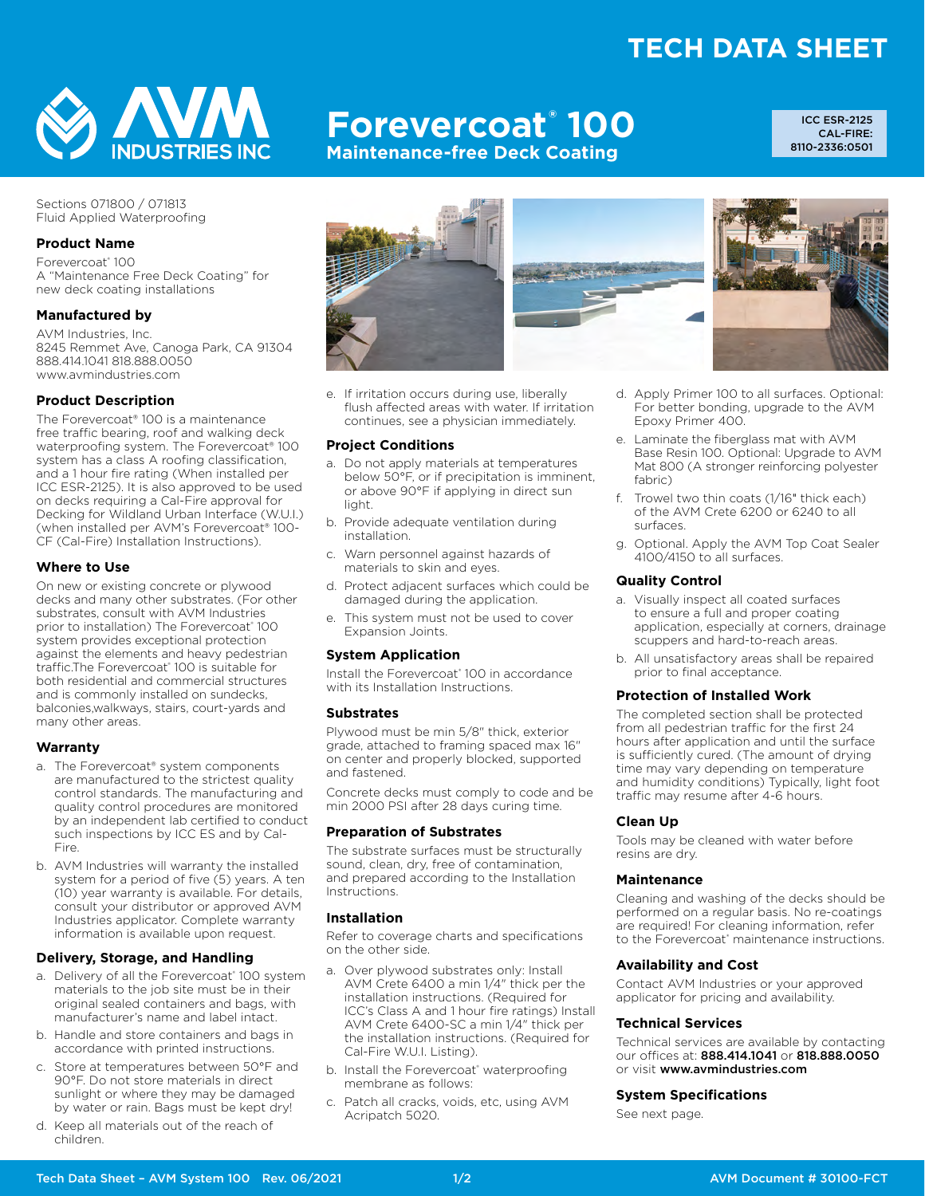# TECH DATA SHEET

**AVM INDUSTRIES INC**

# Forevercoat® 100

## Maintenance-free Deck Coating

ICC ESR-2125
CAL-FIRE: 8110-2336:0501

Sections 071800 / 071813
Fluid Applied Waterproofing

### Product Name

Forevercoat® 100
A "Maintenance Free Deck Coating" for new deck coating installations

### Manufactured by

AVM Industries, Inc.
8245 Remmet Ave, Canoga Park, CA 91304
888.414.1041 818.888.0050
www.avmindustries.com

### Product Description

The Forevercoat® 100 is a maintenance free traffic bearing, roof and walking deck waterproofing system. The Forevercoat® 100 system has a class A roofing classification, and a 1 hour fire rating (When installed per ICC ESR-2125). It is also approved to be used on decks requiring a Cal-Fire approval for Decking for Wildland Urban Interface (W.U.I.) (when installed per AVM's Forevercoat® 100-CF (Cal-Fire) Installation Instructions).

### Where to Use

On new or existing concrete or plywood decks and many other substrates. (For other substrates, consult with AVM Industries prior to installation) The Forevercoat® 100 system provides exceptional protection against the elements and heavy pedestrian traffic.The Forevercoat® 100 is suitable for both residential and commercial structures and is commonly installed on sundecks, balconies,walkways, stairs, court-yards and many other areas.

### Warranty

a. The Forevercoat® system components are manufactured to the strictest quality control standards. The manufacturing and quality control procedures are monitored by an independent lab certified to conduct such inspections by ICC ES and by Cal-Fire.

b. AVM Industries will warranty the installed system for a period of five (5) years. A ten (10) year warranty is available. For details, consult your distributor or approved AVM Industries applicator. Complete warranty information is available upon request.

### Delivery, Storage, and Handling

a. Delivery of all the Forevercoat® 100 system materials to the job site must be in their original sealed containers and bags, with manufacturer's name and label intact.

b. Handle and store containers and bags in accordance with printed instructions.

c. Store at temperatures between 50°F and 90°F. Do not store materials in direct sunlight or where they may be damaged by water or rain. Bags must be kept dry!

d. Keep all materials out of the reach of children.

e. If irritation occurs during use, liberally flush affected areas with water. If irritation continues, see a physician immediately.

### Project Conditions

a. Do not apply materials at temperatures below 50°F, or if precipitation is imminent, or above 90°F if applying in direct sun light.

b. Provide adequate ventilation during installation.

c. Warn personnel against hazards of materials to skin and eyes.

d. Protect adjacent surfaces which could be damaged during the application.

e. This system must not be used to cover Expansion Joints.

### System Application

Install the Forevercoat® 100 in accordance with its Installation Instructions.

### Substrates

Plywood must be min 5/8" thick, exterior grade, attached to framing spaced max 16" on center and properly blocked, supported and fastened.

Concrete decks must comply to code and be min 2000 PSI after 28 days curing time.

### Preparation of Substrates

The substrate surfaces must be structurally sound, clean, dry, free of contamination, and prepared according to the Installation Instructions.

### Installation

Refer to coverage charts and specifications on the other side.

a. Over plywood substrates only: Install AVM Crete 6400 a min 1/4" thick per the installation instructions. (Required for ICC's Class A and 1 hour fire ratings) Install AVM Crete 6400-SC a min 1/4" thick per the installation instructions. (Required for Cal-Fire W.U.I. Listing).

b. Install the Forevercoat® waterproofing membrane as follows:

c. Patch all cracks, voids, etc, using AVM Acripatch 5020.

d. Apply Primer 100 to all surfaces. Optional: For better bonding, upgrade to the AVM Epoxy Primer 400.

e. Laminate the fiberglass mat with AVM Base Resin 100. Optional: Upgrade to AVM Mat 800 (A stronger reinforcing polyester fabric)

f. Trowel two thin coats (1/16" thick each) of the AVM Crete 6200 or 6240 to all surfaces.

g. Optional. Apply the AVM Top Coat Sealer 4100/4150 to all surfaces.

### Quality Control

a. Visually inspect all coated surfaces to ensure a full and proper coating application, especially at corners, drainage scuppers and hard-to-reach areas.

b. All unsatisfactory areas shall be repaired prior to final acceptance.

### Protection of Installed Work

The completed section shall be protected from all pedestrian traffic for the first 24 hours after application and until the surface is sufficiently cured. (The amount of drying time may vary depending on temperature and humidity conditions) Typically, light foot traffic may resume after 4-6 hours.

### Clean Up

Tools may be cleaned with water before resins are dry.

### Maintenance

Cleaning and washing of the decks should be performed on a regular basis. No re-coatings are required! For cleaning information, refer to the Forevercoat® maintenance instructions.

### Availability and Cost

Contact AVM Industries or your approved applicator for pricing and availability.

### Technical Services

Technical services are available by contacting our offices at: **888.414.1041** or **818.888.0050** or visit **www.avmindustries.com**

### System Specifications

See next page.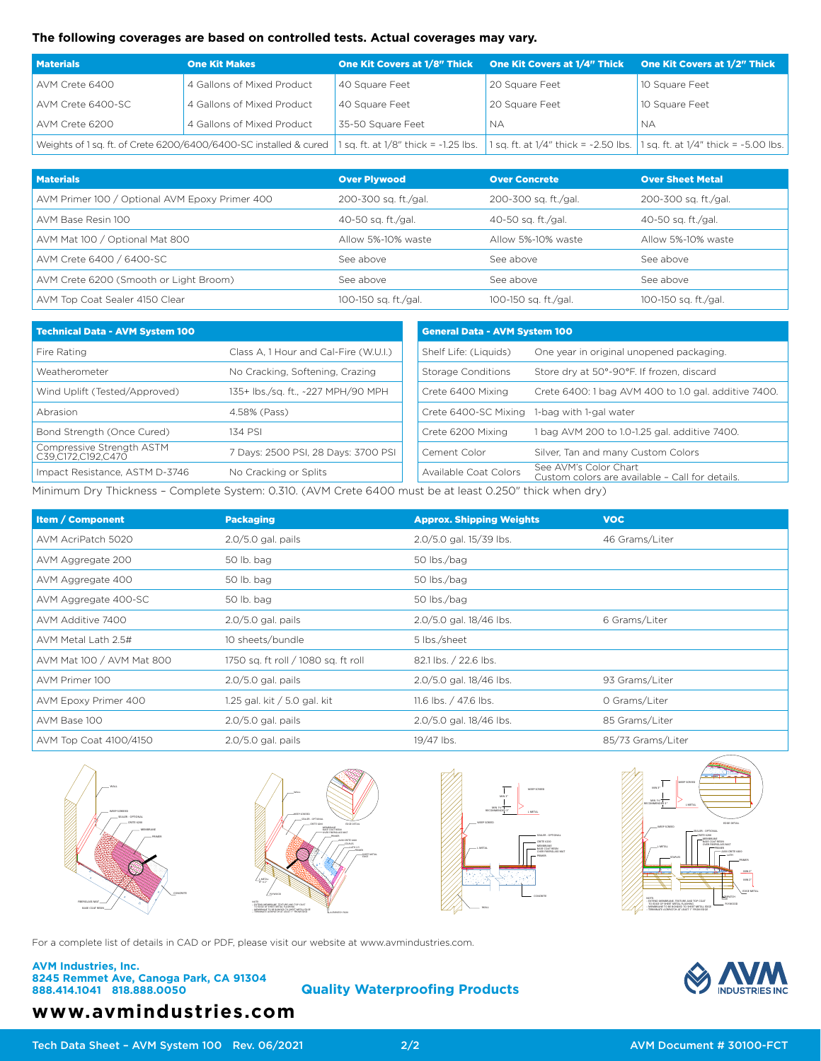**The following coverages are based on controlled tests. Actual coverages may vary.**

| Materials | One Kit Makes | One Kit Covers at 1/8" Thick | One Kit Covers at 1/4" Thick | One Kit Covers at 1/2" Thick |
|---|---|---|---|---|
| AVM Crete 6400 | 4 Gallons of Mixed Product | 40 Square Feet | 20 Square Feet | 10 Square Feet |
| AVM Crete 6400-SC | 4 Gallons of Mixed Product | 40 Square Feet | 20 Square Feet | 10 Square Feet |
| AVM Crete 6200 | 4 Gallons of Mixed Product | 35-50 Square Feet | NA | NA |
| Weights of 1 sq. ft. of Crete 6200/6400/6400-SC installed & cured | | 1 sq. ft. at 1/8" thick = ~1.25 lbs. | 1 sq. ft. at 1/4" thick = ~2.50 lbs. | 1 sq. ft. at 1/4" thick = ~5.00 lbs. |

| Materials | Over Plywood | Over Concrete | Over Sheet Metal |
|---|---|---|---|
| AVM Primer 100 / Optional AVM Epoxy Primer 400 | 200-300 sq. ft./gal. | 200-300 sq. ft./gal. | 200-300 sq. ft./gal. |
| AVM Base Resin 100 | 40-50 sq. ft./gal. | 40-50 sq. ft./gal. | 40-50 sq. ft./gal. |
| AVM Mat 100 / Optional Mat 800 | Allow 5%-10% waste | Allow 5%-10% waste | Allow 5%-10% waste |
| AVM Crete 6400 / 6400-SC | See above | See above | See above |
| AVM Crete 6200 (Smooth or Light Broom) | See above | See above | See above |
| AVM Top Coat Sealer 4150 Clear | 100-150 sq. ft./gal. | 100-150 sq. ft./gal. | 100-150 sq. ft./gal. |

| Technical Data - AVM System 100 | |
|---|---|
| Fire Rating | Class A, 1 Hour and Cal-Fire (W.U.I.) |
| Weatherometer | No Cracking, Softening, Crazing |
| Wind Uplift (Tested/Approved) | 135+ lbs./sq. ft., ~227 MPH/90 MPH |
| Abrasion | 4.58% (Pass) |
| Bond Strength (Once Cured) | 134 PSI |
| Compressive Strength ASTM C39,C172,C192,C470 | 7 Days: 2500 PSI, 28 Days: 3700 PSI |
| Impact Resistance, ASTM D-3746 | No Cracking or Splits |

| General Data - AVM System 100 | |
|---|---|
| Shelf Life: (Liquids) | One year in original unopened packaging. |
| Storage Conditions | Store dry at 50°-90°F. If frozen, discard |
| Crete 6400 Mixing | Crete 6400: 1 bag AVM 400 to 1.0 gal. additive 7400. |
| Crete 6400-SC Mixing | 1-bag with 1-gal water |
| Crete 6200 Mixing | 1 bag AVM 200 to 1.0-1.25 gal. additive 7400. |
| Cement Color | Silver, Tan and many Custom Colors |
| Available Coat Colors | See AVM's Color Chart Custom colors are available - Call for details. |

Minimum Dry Thickness – Complete System: 0.310. (AVM Crete 6400 must be at least 0.250" thick when dry)

| Item / Component | Packaging | Approx. Shipping Weights | VOC |
|---|---|---|---|
| AVM AcriPatch 5020 | 2.0/5.0 gal. pails | 2.0/5.0 gal. 15/39 lbs. | 46 Grams/Liter |
| AVM Aggregate 200 | 50 lb. bag | 50 lbs./bag | |
| AVM Aggregate 400 | 50 lb. bag | 50 lbs./bag | |
| AVM Aggregate 400-SC | 50 lb. bag | 50 lbs./bag | |
| AVM Additive 7400 | 2.0/5.0 gal. pails | 2.0/5.0 gal. 18/46 lbs. | 6 Grams/Liter |
| AVM Metal Lath 2.5# | 10 sheets/bundle | 5 lbs./sheet | |
| AVM Mat 100 / AVM Mat 800 | 1750 sq. ft roll / 1080 sq. ft roll | 82.1 lbs. / 22.6 lbs. | |
| AVM Primer 100 | 2.0/5.0 gal. pails | 2.0/5.0 gal. 18/46 lbs. | 93 Grams/Liter |
| AVM Epoxy Primer 400 | 1.25 gal. kit / 5.0 gal. kit | 11.6 lbs. / 47.6 lbs. | 0 Grams/Liter |
| AVM Base 100 | 2.0/5.0 gal. pails | 2.0/5.0 gal. 18/46 lbs. | 85 Grams/Liter |
| AVM Top Coat 4100/4150 | 2.0/5.0 gal. pails | 19/47 lbs. | 85/73 Grams/Liter |

For a complete list of details in CAD or PDF, please visit our website at www.avmindustries.com.

**AVM Industries, Inc.**
**8245 Remmet Ave, Canoga Park, CA 91304**
**888.414.1041 818.888.0050**

**Quality Waterproofing Products**

**www.avmindustries.com**

Tech Data Sheet – AVM System 100 Rev. 06/2021 AVM Document # 30100-FCT